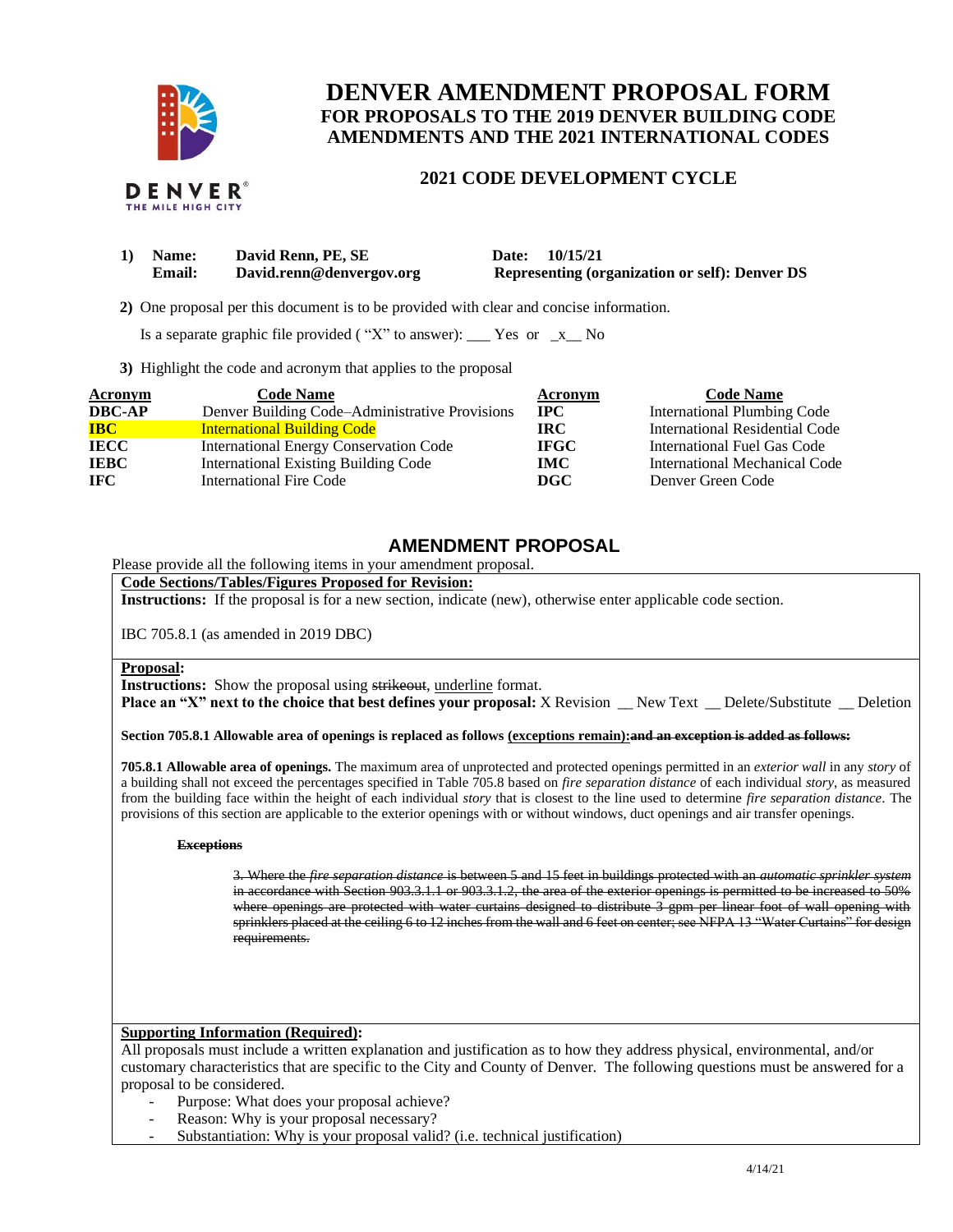# DENVER AMENDMENT PROPOSAL FORM

## FOR PROPOSALS TO THE 2019 DENVER BUILDING CODE AMENDMENTS AND THE 2021 INTERNATIONAL CODES

### 2021 CODE DEVELOPMENT CYCLE

DENVER
THE MILE HIGH CITY

**1) Name:** **David Renn, PE, SE** **Date: 10/15/21**
**Email:** **David.renn@denvergov.org** **Representing (organization or self): Denver DS**

**2)** One proposal per this document is to be provided with clear and concise information.

Is a separate graphic file provided ( "X" to answer): ___ Yes or _x__ No

**3)** Highlight the code and acronym that applies to the proposal

| Acronym | Code Name | Acronym | Code Name |
|---|---|---|---|
| **DBC-AP** | Denver Building Code–Administrative Provisions | **IPC** | International Plumbing Code |
| **IBC** | International Building Code | **IRC** | International Residential Code |
| **IECC** | International Energy Conservation Code | **IFGC** | International Fuel Gas Code |
| **IEBC** | International Existing Building Code | **IMC** | International Mechanical Code |
| **IFC** | International Fire Code | **DGC** | Denver Green Code |

## AMENDMENT PROPOSAL

Please provide all the following items in your amendment proposal.

**Code Sections/Tables/Figures Proposed for Revision:**

**Instructions:** If the proposal is for a new section, indicate (new), otherwise enter applicable code section.

IBC 705.8.1 (as amended in 2019 DBC)

**Proposal:**

**Instructions:** Show the proposal using ~~strikeout~~, <u>underline</u> format.

**Place an "X" next to the choice that best defines your proposal:** X Revision __ New Text __ Delete/Substitute __ Deletion

**Section 705.8.1 Allowable area of openings is replaced as follows <u>(exceptions remain)</u>:~~and an exception is added as follows:~~**

**705.8.1 Allowable area of openings.** The maximum area of unprotected and protected openings permitted in an *exterior wall* in any *story* of a building shall not exceed the percentages specified in Table 705.8 based on *fire separation distance* of each individual *story*, as measured from the building face within the height of each individual *story* that is closest to the line used to determine *fire separation distance*. The provisions of this section are applicable to the exterior openings with or without windows, duct openings and air transfer openings.

~~**Exceptions**~~

~~3. Where the *fire separation distance* is between 5 and 15 feet in buildings protected with an *automatic sprinkler system* in accordance with Section 903.3.1.1 or 903.3.1.2, the area of the exterior openings is permitted to be increased to 50% where openings are protected with water curtains designed to distribute 3 gpm per linear foot of wall opening with sprinklers placed at the ceiling 6 to 12 inches from the wall and 6 feet on center; see NFPA 13 "Water Curtains" for design requirements.~~

**Supporting Information (Required):**

All proposals must include a written explanation and justification as to how they address physical, environmental, and/or customary characteristics that are specific to the City and County of Denver. The following questions must be answered for a proposal to be considered.

- Purpose: What does your proposal achieve?
- Reason: Why is your proposal necessary?
- Substantiation: Why is your proposal valid? (i.e. technical justification)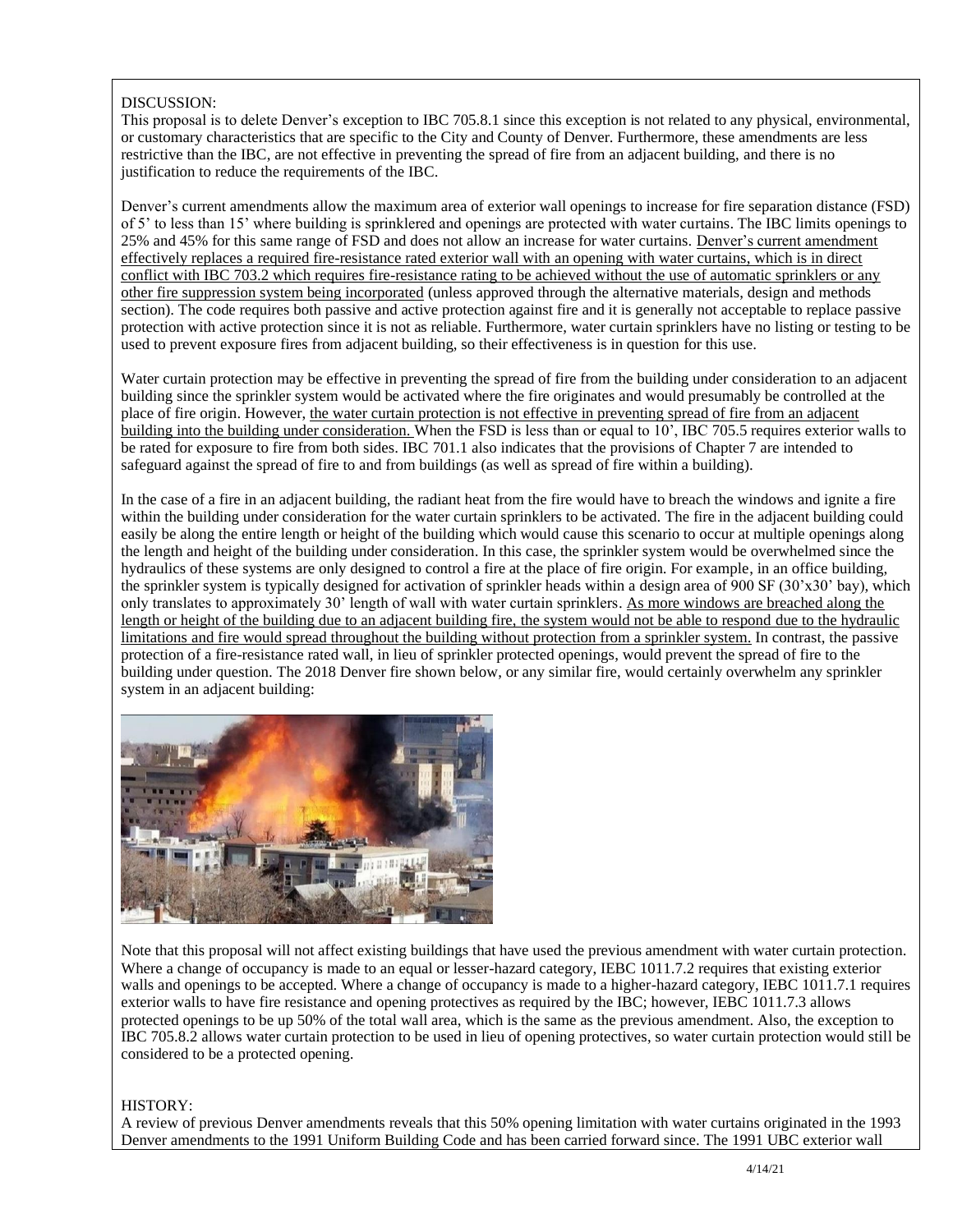DISCUSSION:

This proposal is to delete Denver's exception to IBC 705.8.1 since this exception is not related to any physical, environmental, or customary characteristics that are specific to the City and County of Denver. Furthermore, these amendments are less restrictive than the IBC, are not effective in preventing the spread of fire from an adjacent building, and there is no justification to reduce the requirements of the IBC.

Denver's current amendments allow the maximum area of exterior wall openings to increase for fire separation distance (FSD) of 5' to less than 15' where building is sprinklered and openings are protected with water curtains. The IBC limits openings to 25% and 45% for this same range of FSD and does not allow an increase for water curtains. <u>Denver's current amendment effectively replaces a required fire-resistance rated exterior wall with an opening with water curtains, which is in direct conflict with IBC 703.2 which requires fire-resistance rating to be achieved without the use of automatic sprinklers or any other fire suppression system being incorporated</u> (unless approved through the alternative materials, design and methods section). The code requires both passive and active protection against fire and it is generally not acceptable to replace passive protection with active protection since it is not as reliable. Furthermore, water curtain sprinklers have no listing or testing to be used to prevent exposure fires from adjacent building, so their effectiveness is in question for this use.

Water curtain protection may be effective in preventing the spread of fire from the building under consideration to an adjacent building since the sprinkler system would be activated where the fire originates and would presumably be controlled at the place of fire origin. However, <u>the water curtain protection is not effective in preventing spread of fire from an adjacent building into the building under consideration.</u> When the FSD is less than or equal to 10', IBC 705.5 requires exterior walls to be rated for exposure to fire from both sides. IBC 701.1 also indicates that the provisions of Chapter 7 are intended to safeguard against the spread of fire to and from buildings (as well as spread of fire within a building).

In the case of a fire in an adjacent building, the radiant heat from the fire would have to breach the windows and ignite a fire within the building under consideration for the water curtain sprinklers to be activated. The fire in the adjacent building could easily be along the entire length or height of the building which would cause this scenario to occur at multiple openings along the length and height of the building under consideration. In this case, the sprinkler system would be overwhelmed since the hydraulics of these systems are only designed to control a fire at the place of fire origin. For example, in an office building, the sprinkler system is typically designed for activation of sprinkler heads within a design area of 900 SF (30'x30' bay), which only translates to approximately 30' length of wall with water curtain sprinklers. <u>As more windows are breached along the length or height of the building due to an adjacent building fire, the system would not be able to respond due to the hydraulic limitations and fire would spread throughout the building without protection from a sprinkler system.</u> In contrast, the passive protection of a fire-resistance rated wall, in lieu of sprinkler protected openings, would prevent the spread of fire to the building under question. The 2018 Denver fire shown below, or any similar fire, would certainly overwhelm any sprinkler system in an adjacent building:

Note that this proposal will not affect existing buildings that have used the previous amendment with water curtain protection. Where a change of occupancy is made to an equal or lesser-hazard category, IEBC 1011.7.2 requires that existing exterior walls and openings to be accepted. Where a change of occupancy is made to a higher-hazard category, IEBC 1011.7.1 requires exterior walls to have fire resistance and opening protectives as required by the IBC; however, IEBC 1011.7.3 allows protected openings to be up 50% of the total wall area, which is the same as the previous amendment. Also, the exception to IBC 705.8.2 allows water curtain protection to be used in lieu of opening protectives, so water curtain protection would still be considered to be a protected opening.

HISTORY:

A review of previous Denver amendments reveals that this 50% opening limitation with water curtains originated in the 1993 Denver amendments to the 1991 Uniform Building Code and has been carried forward since. The 1991 UBC exterior wall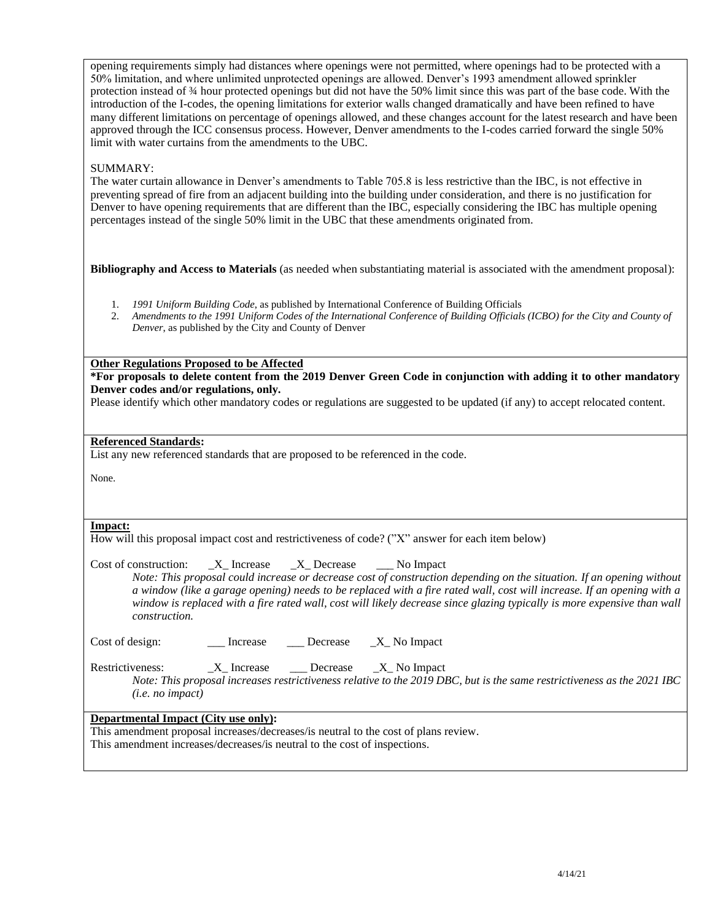opening requirements simply had distances where openings were not permitted, where openings had to be protected with a 50% limitation, and where unlimited unprotected openings are allowed. Denver's 1993 amendment allowed sprinkler protection instead of ¾ hour protected openings but did not have the 50% limit since this was part of the base code. With the introduction of the I-codes, the opening limitations for exterior walls changed dramatically and have been refined to have many different limitations on percentage of openings allowed, and these changes account for the latest research and have been approved through the ICC consensus process. However, Denver amendments to the I-codes carried forward the single 50% limit with water curtains from the amendments to the UBC.

SUMMARY:
The water curtain allowance in Denver's amendments to Table 705.8 is less restrictive than the IBC, is not effective in preventing spread of fire from an adjacent building into the building under consideration, and there is no justification for Denver to have opening requirements that are different than the IBC, especially considering the IBC has multiple opening percentages instead of the single 50% limit in the UBC that these amendments originated from.

**Bibliography and Access to Materials** (as needed when substantiating material is associated with the amendment proposal):

1. *1991 Uniform Building Code*, as published by International Conference of Building Officials
2. *Amendments to the 1991 Uniform Codes of the International Conference of Building Officials (ICBO) for the City and County of Denver*, as published by the City and County of Denver

**Other Regulations Proposed to be Affected**
**\*For proposals to delete content from the 2019 Denver Green Code in conjunction with adding it to other mandatory Denver codes and/or regulations, only.**
Please identify which other mandatory codes or regulations are suggested to be updated (if any) to accept relocated content.

**Referenced Standards:**
List any new referenced standards that are proposed to be referenced in the code.

None.

**Impact:**
How will this proposal impact cost and restrictiveness of code? ("X" answer for each item below)

Cost of construction: _X_ Increase _X_ Decrease ___ No Impact
*Note: This proposal could increase or decrease cost of construction depending on the situation. If an opening without a window (like a garage opening) needs to be replaced with a fire rated wall, cost will increase. If an opening with a window is replaced with a fire rated wall, cost will likely decrease since glazing typically is more expensive than wall construction.*

Cost of design: ___ Increase ___ Decrease _X_ No Impact

Restrictiveness: _X_ Increase ___ Decrease _X_ No Impact
*Note: This proposal increases restrictiveness relative to the 2019 DBC, but is the same restrictiveness as the 2021 IBC (i.e. no impact)*

**Departmental Impact (City use only):**
This amendment proposal increases/decreases/is neutral to the cost of plans review.
This amendment increases/decreases/is neutral to the cost of inspections.

4/14/21